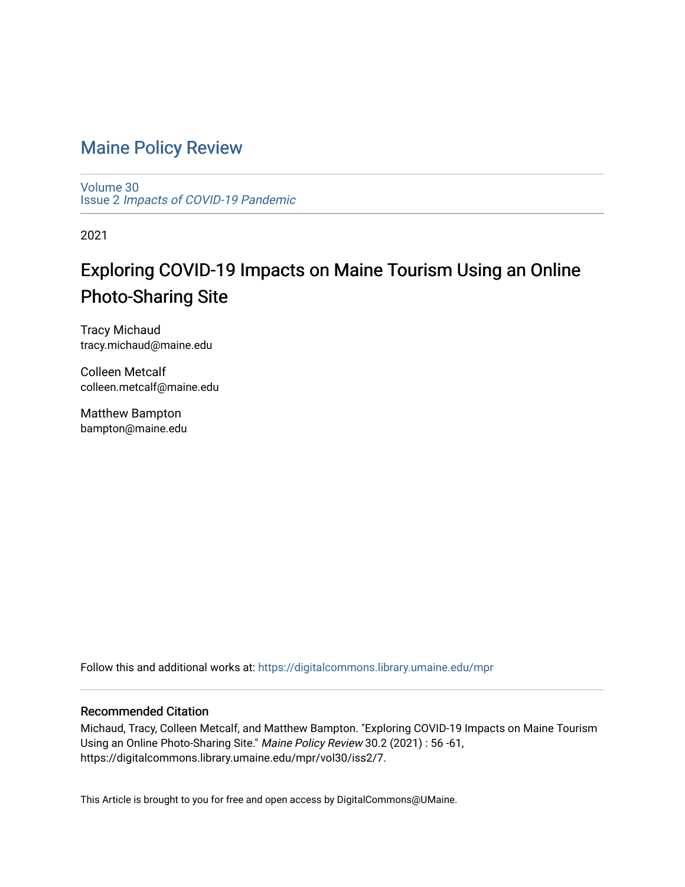# Maine Policy Review

Volume 30
Issue 2 *Impacts of COVID-19 Pandemic*

2021

## Exploring COVID-19 Impacts on Maine Tourism Using an Online Photo-Sharing Site

Tracy Michaud
tracy.michaud@maine.edu

Colleen Metcalf
colleen.metcalf@maine.edu

Matthew Bampton
bampton@maine.edu

Follow this and additional works at: https://digitalcommons.library.umaine.edu/mpr

### Recommended Citation

Michaud, Tracy, Colleen Metcalf, and Matthew Bampton. "Exploring COVID-19 Impacts on Maine Tourism Using an Online Photo-Sharing Site." *Maine Policy Review* 30.2 (2021) : 56 -61, https://digitalcommons.library.umaine.edu/mpr/vol30/iss2/7.

This Article is brought to you for free and open access by DigitalCommons@UMaine.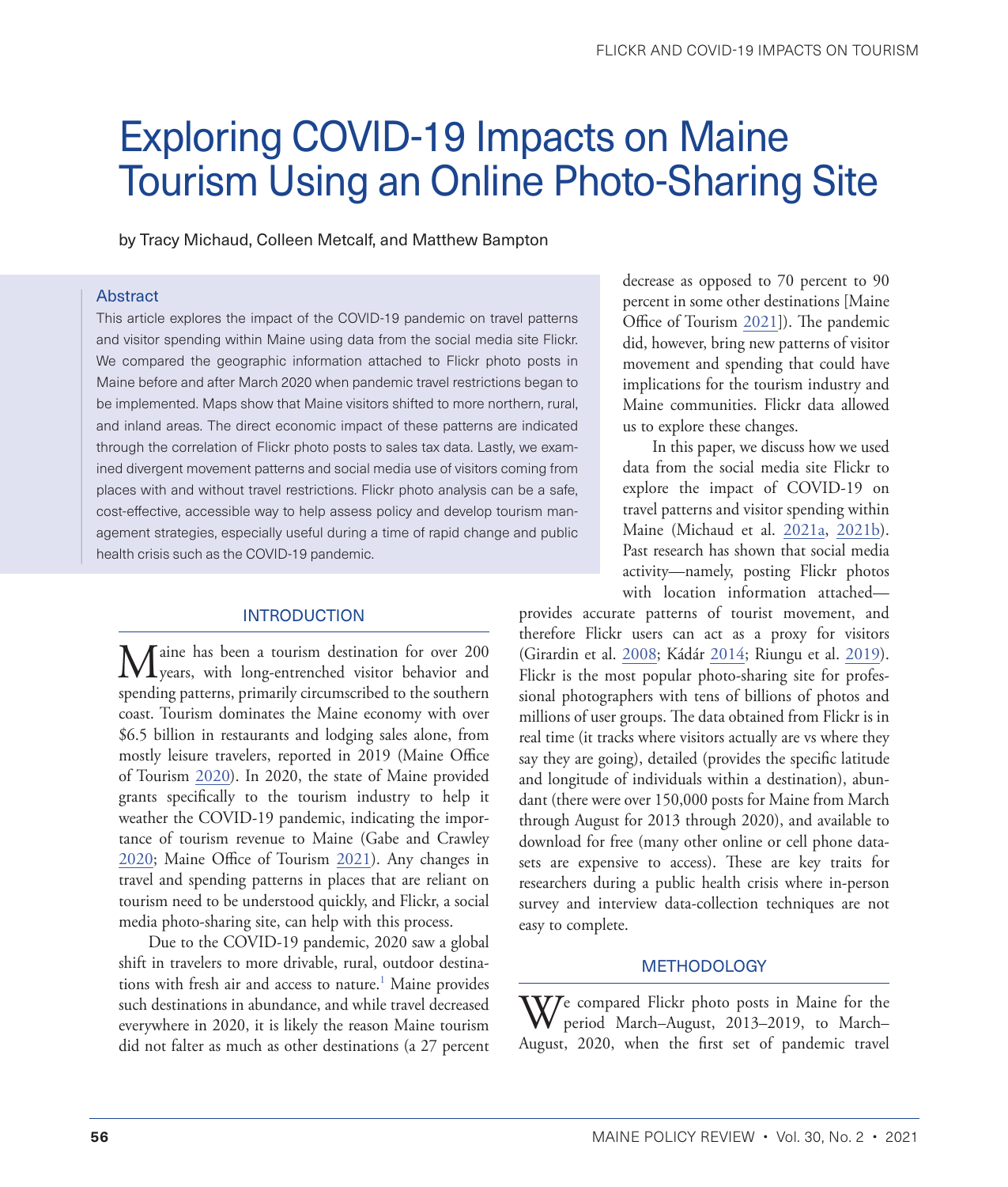# Exploring COVID-19 Impacts on Maine Tourism Using an Online Photo-Sharing Site

by Tracy Michaud, Colleen Metcalf, and Matthew Bampton

### Abstract

This article explores the impact of the COVID-19 pandemic on travel patterns and visitor spending within Maine using data from the social media site Flickr. We compared the geographic information attached to Flickr photo posts in Maine before and after March 2020 when pandemic travel restrictions began to be implemented. Maps show that Maine visitors shifted to more northern, rural, and inland areas. The direct economic impact of these patterns are indicated through the correlation of Flickr photo posts to sales tax data. Lastly, we examined divergent movement patterns and social media use of visitors coming from places with and without travel restrictions. Flickr photo analysis can be a safe, cost-effective, accessible way to help assess policy and develop tourism management strategies, especially useful during a time of rapid change and public health crisis such as the COVID-19 pandemic.

## INTRODUCTION

Maine has been a tourism destination for over 200 years, with long-entrenched visitor behavior and spending patterns, primarily circumscribed to the southern coast. Tourism dominates the Maine economy with over $6.5 billion in restaurants and lodging sales alone, from mostly leisure travelers, reported in 2019 (Maine Office of Tourism 2020). In 2020, the state of Maine provided grants specifically to the tourism industry to help it weather the COVID-19 pandemic, indicating the importance of tourism revenue to Maine (Gabe and Crawley 2020; Maine Office of Tourism 2021). Any changes in travel and spending patterns in places that are reliant on tourism need to be understood quickly, and Flickr, a social media photo-sharing site, can help with this process.

Due to the COVID-19 pandemic, 2020 saw a global shift in travelers to more drivable, rural, outdoor destinations with fresh air and access to nature.[1] Maine provides such destinations in abundance, and while travel decreased everywhere in 2020, it is likely the reason Maine tourism did not falter as much as other destinations (a 27 percent decrease as opposed to 70 percent to 90 percent in some other destinations [Maine Office of Tourism 2021]). The pandemic did, however, bring new patterns of visitor movement and spending that could have implications for the tourism industry and Maine communities. Flickr data allowed us to explore these changes.

In this paper, we discuss how we used data from the social media site Flickr to explore the impact of COVID-19 on travel patterns and visitor spending within Maine (Michaud et al. 2021a, 2021b). Past research has shown that social media activity—namely, posting Flickr photos with location information attached—provides accurate patterns of tourist movement, and therefore Flickr users can act as a proxy for visitors (Girardin et al. 2008; Kádár 2014; Riungu et al. 2019). Flickr is the most popular photo-sharing site for professional photographers with tens of billions of photos and millions of user groups. The data obtained from Flickr is in real time (it tracks where visitors actually are vs where they say they are going), detailed (provides the specific latitude and longitude of individuals within a destination), abundant (there were over 150,000 posts for Maine from March through August for 2013 through 2020), and available to download for free (many other online or cell phone datasets are expensive to access). These are key traits for researchers during a public health crisis where in-person survey and interview data-collection techniques are not easy to complete.

## METHODOLOGY

We compared Flickr photo posts in Maine for the period March–August, 2013–2019, to March–August, 2020, when the first set of pandemic travel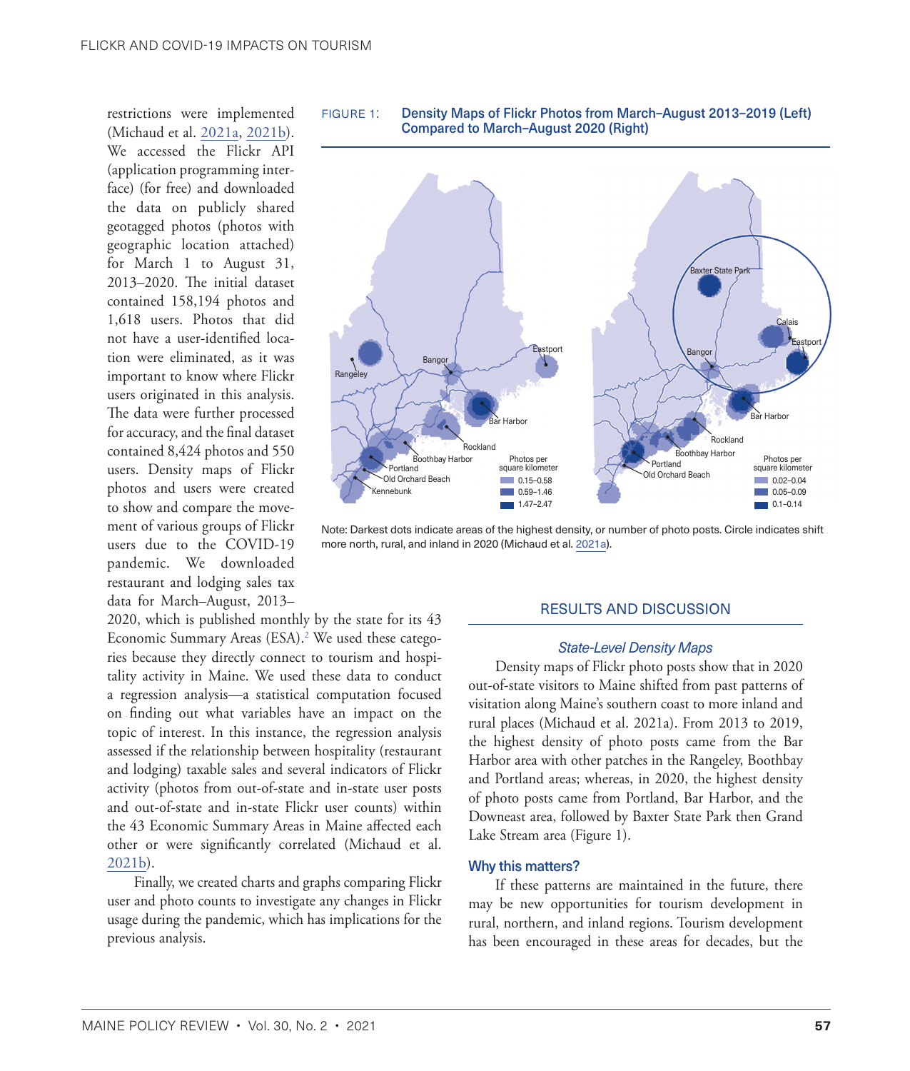restrictions were implemented (Michaud et al. 2021a, 2021b). We accessed the Flickr API (application programming interface) (for free) and downloaded the data on publicly shared geotagged photos (photos with geographic location attached) for March 1 to August 31, 2013–2020. The initial dataset contained 158,194 photos and 1,618 users. Photos that did not have a user-identified location were eliminated, as it was important to know where Flickr users originated in this analysis. The data were further processed for accuracy, and the final dataset contained 8,424 photos and 550 users. Density maps of Flickr photos and users were created to show and compare the movement of various groups of Flickr users due to the COVID-19 pandemic. We downloaded restaurant and lodging sales tax data for March–August, 2013–2020, which is published monthly by the state for its 43 Economic Summary Areas (ESA).[2] We used these categories because they directly connect to tourism and hospitality activity in Maine. We used these data to conduct a regression analysis—a statistical computation focused on finding out what variables have an impact on the topic of interest. In this instance, the regression analysis assessed if the relationship between hospitality (restaurant and lodging) taxable sales and several indicators of Flickr activity (photos from out-of-state and in-state user posts and out-of-state and in-state Flickr user counts) within the 43 Economic Summary Areas in Maine affected each other or were significantly correlated (Michaud et al. 2021b).

Finally, we created charts and graphs comparing Flickr user and photo counts to investigate any changes in Flickr usage during the pandemic, which has implications for the previous analysis.

FIGURE 1: **Density Maps of Flickr Photos from March–August 2013–2019 (Left) Compared to March–August 2020 (Right)**

Note: Darkest dots indicate areas of the highest density, or number of photo posts. Circle indicates shift more north, rural, and inland in 2020 (Michaud et al. 2021a).

## RESULTS AND DISCUSSION

### *State-Level Density Maps*

Density maps of Flickr photo posts show that in 2020 out-of-state visitors to Maine shifted from past patterns of visitation along Maine's southern coast to more inland and rural places (Michaud et al. 2021a). From 2013 to 2019, the highest density of photo posts came from the Bar Harbor area with other patches in the Rangeley, Boothbay and Portland areas; whereas, in 2020, the highest density of photo posts came from Portland, Bar Harbor, and the Downeast area, followed by Baxter State Park then Grand Lake Stream area (Figure 1).

### Why this matters?

If these patterns are maintained in the future, there may be new opportunities for tourism development in rural, northern, and inland regions. Tourism development has been encouraged in these areas for decades, but the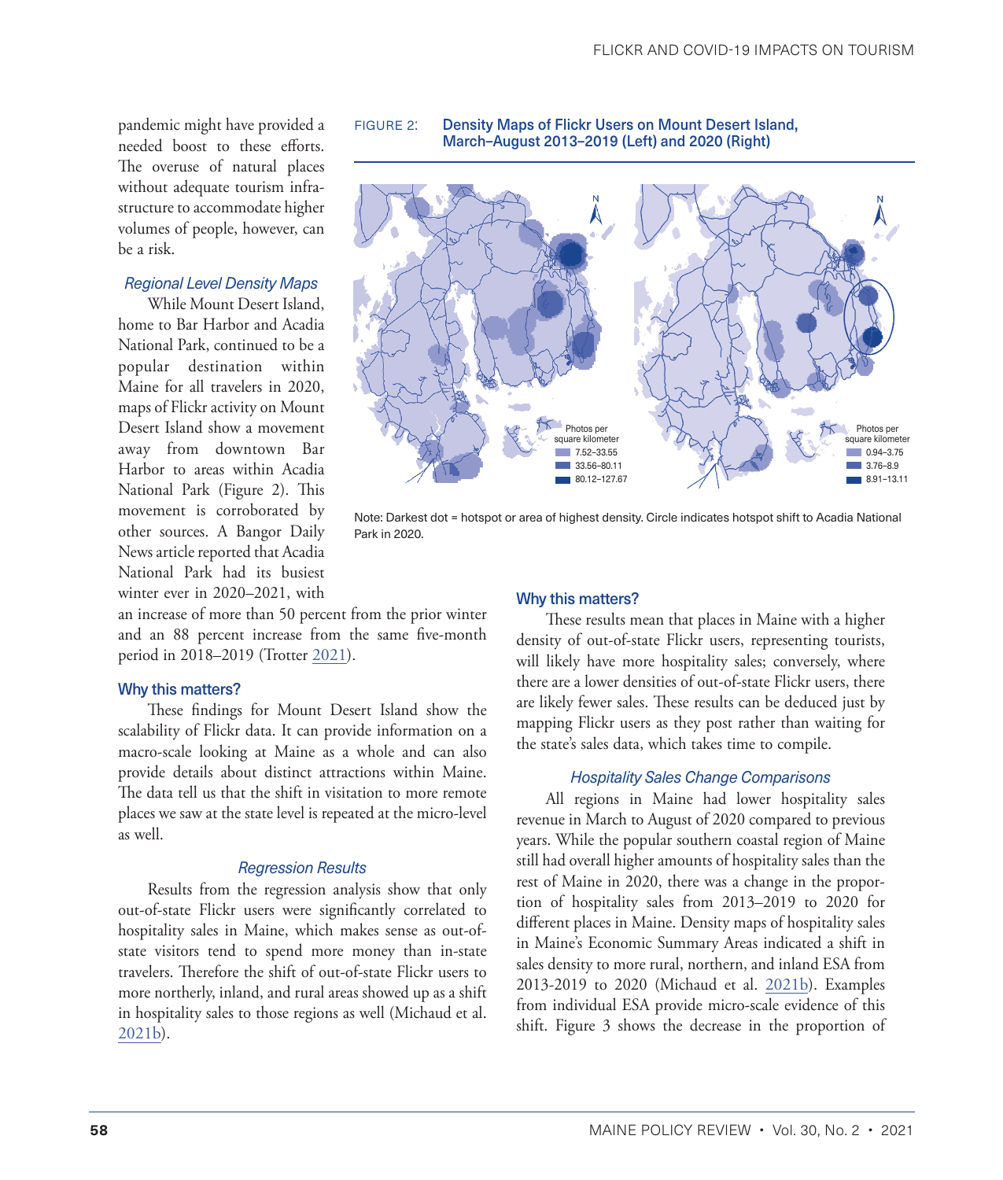pandemic might have provided a needed boost to these efforts. The overuse of natural places without adequate tourism infrastructure to accommodate higher volumes of people, however, can be a risk.

### *Regional Level Density Maps*

While Mount Desert Island, home to Bar Harbor and Acadia National Park, continued to be a popular destination within Maine for all travelers in 2020, maps of Flickr activity on Mount Desert Island show a movement away from downtown Bar Harbor to areas within Acadia National Park (Figure 2). This movement is corroborated by other sources. A Bangor Daily News article reported that Acadia National Park had its busiest winter ever in 2020–2021, with an increase of more than 50 percent from the prior winter and an 88 percent increase from the same five-month period in 2018–2019 (Trotter 2021).

FIGURE 2: **Density Maps of Flickr Users on Mount Desert Island, March–August 2013–2019 (Left) and 2020 (Right)**

Photos per square kilometer (Left): 7.52–33.55; 33.56–80.11; 80.12–127.67

Photos per square kilometer (Right): 0.94–3.75; 3.76–8.9; 8.91–13.11

Note: Darkest dot = hotspot or area of highest density. Circle indicates hotspot shift to Acadia National Park in 2020.

### Why this matters?

These findings for Mount Desert Island show the scalability of Flickr data. It can provide information on a macro-scale looking at Maine as a whole and can also provide details about distinct attractions within Maine. The data tell us that the shift in visitation to more remote places we saw at the state level is repeated at the micro-level as well.

### *Regression Results*

Results from the regression analysis show that only out-of-state Flickr users were significantly correlated to hospitality sales in Maine, which makes sense as out-of-state visitors tend to spend more money than in-state travelers. Therefore the shift of out-of-state Flickr users to more northerly, inland, and rural areas showed up as a shift in hospitality sales to those regions as well (Michaud et al. 2021b).

### Why this matters?

These results mean that places in Maine with a higher density of out-of-state Flickr users, representing tourists, will likely have more hospitality sales; conversely, where there are a lower densities of out-of-state Flickr users, there are likely fewer sales. These results can be deduced just by mapping Flickr users as they post rather than waiting for the state's sales data, which takes time to compile.

### *Hospitality Sales Change Comparisons*

All regions in Maine had lower hospitality sales revenue in March to August of 2020 compared to previous years. While the popular southern coastal region of Maine still had overall higher amounts of hospitality sales than the rest of Maine in 2020, there was a change in the proportion of hospitality sales from 2013–2019 to 2020 for different places in Maine. Density maps of hospitality sales in Maine's Economic Summary Areas indicated a shift in sales density to more rural, northern, and inland ESA from 2013-2019 to 2020 (Michaud et al. 2021b). Examples from individual ESA provide micro-scale evidence of this shift. Figure 3 shows the decrease in the proportion of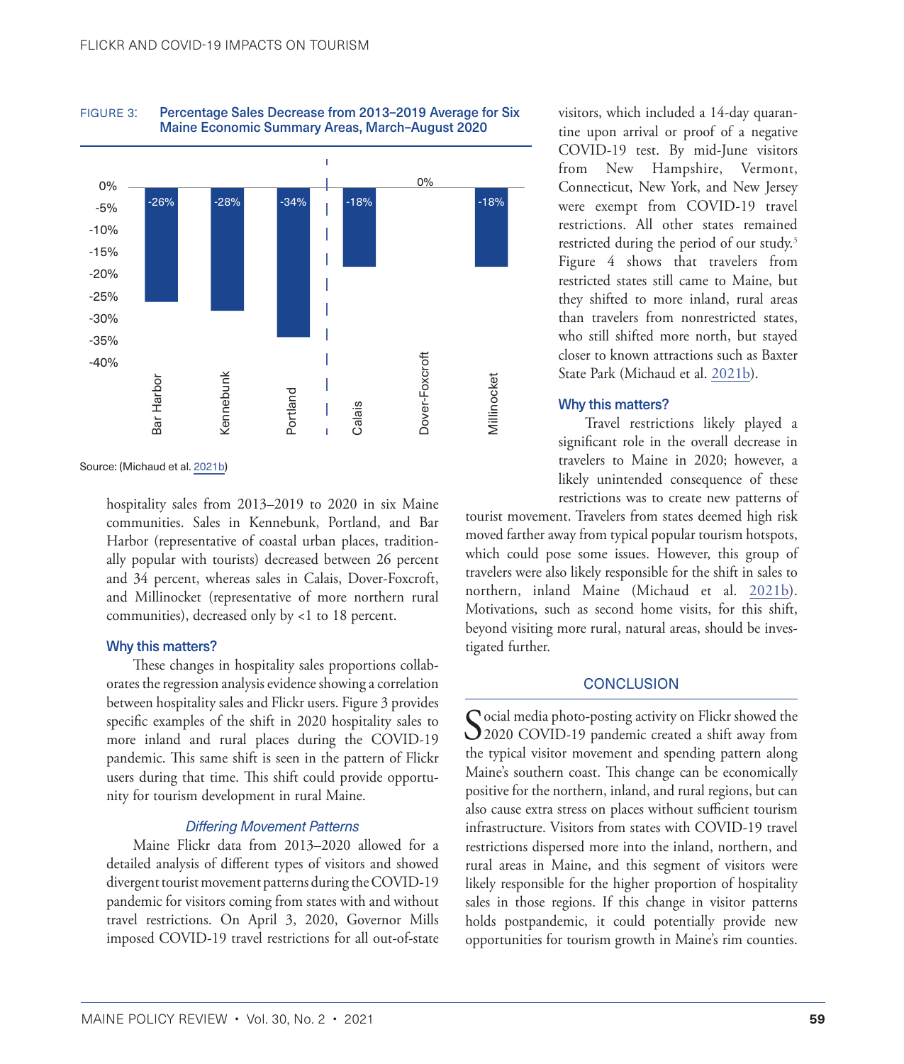FIGURE 3: Percentage Sales Decrease from 2013–2019 Average for Six Maine Economic Summary Areas, March–August 2020

| Area | Percentage sales change |
| --- | --- |
| Bar Harbor | -26% |
| Kennebunk | -28% |
| Portland | -34% |
| Calais | -18% |
| Dover-Foxcroft | 0% |
| Millinocket | -18% |

Source: (Michaud et al. 2021b)

hospitality sales from 2013–2019 to 2020 in six Maine communities. Sales in Kennebunk, Portland, and Bar Harbor (representative of coastal urban places, traditionally popular with tourists) decreased between 26 percent and 34 percent, whereas sales in Calais, Dover-Foxcroft, and Millinocket (representative of more northern rural communities), decreased only by <1 to 18 percent.

### Why this matters?

These changes in hospitality sales proportions collaborates the regression analysis evidence showing a correlation between hospitality sales and Flickr users. Figure 3 provides specific examples of the shift in 2020 hospitality sales to more inland and rural places during the COVID-19 pandemic. This same shift is seen in the pattern of Flickr users during that time. This shift could provide opportunity for tourism development in rural Maine.

### *Differing Movement Patterns*

Maine Flickr data from 2013–2020 allowed for a detailed analysis of different types of visitors and showed divergent tourist movement patterns during the COVID-19 pandemic for visitors coming from states with and without travel restrictions. On April 3, 2020, Governor Mills imposed COVID-19 travel restrictions for all out-of-state visitors, which included a 14-day quarantine upon arrival or proof of a negative COVID-19 test. By mid-June visitors from New Hampshire, Vermont, Connecticut, New York, and New Jersey were exempt from COVID-19 travel restrictions. All other states remained restricted during the period of our study.[3] Figure 4 shows that travelers from restricted states still came to Maine, but they shifted to more inland, rural areas than travelers from nonrestricted states, who still shifted more north, but stayed closer to known attractions such as Baxter State Park (Michaud et al. 2021b).

### Why this matters?

Travel restrictions likely played a significant role in the overall decrease in travelers to Maine in 2020; however, a likely unintended consequence of these restrictions was to create new patterns of tourist movement. Travelers from states deemed high risk moved farther away from typical popular tourism hotspots, which could pose some issues. However, this group of travelers were also likely responsible for the shift in sales to northern, inland Maine (Michaud et al. 2021b). Motivations, such as second home visits, for this shift, beyond visiting more rural, natural areas, should be investigated further.

## CONCLUSION

Social media photo-posting activity on Flickr showed the 2020 COVID-19 pandemic created a shift away from the typical visitor movement and spending pattern along Maine's southern coast. This change can be economically positive for the northern, inland, and rural regions, but can also cause extra stress on places without sufficient tourism infrastructure. Visitors from states with COVID-19 travel restrictions dispersed more into the inland, northern, and rural areas in Maine, and this segment of visitors were likely responsible for the higher proportion of hospitality sales in those regions. If this change in visitor patterns holds postpandemic, it could potentially provide new opportunities for tourism growth in Maine's rim counties.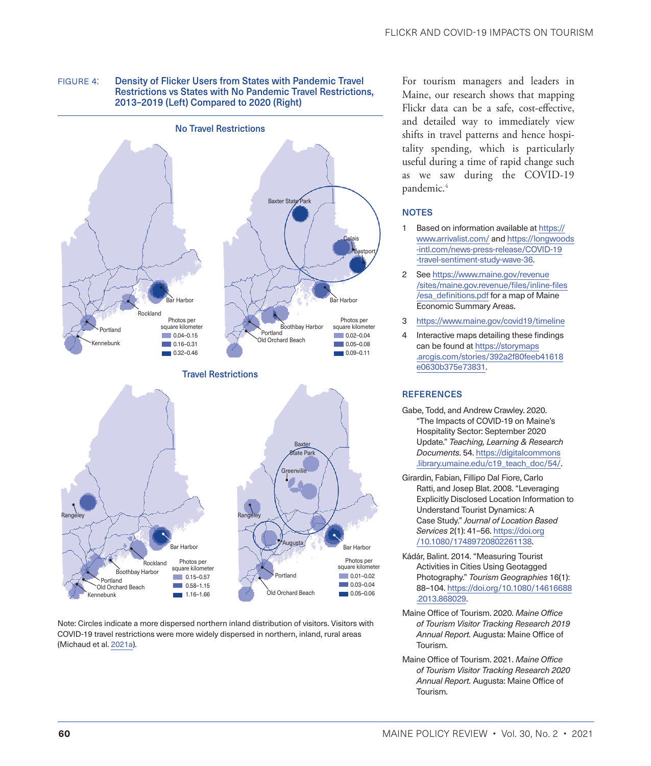FIGURE 4: **Density of Flicker Users from States with Pandemic Travel Restrictions vs States with No Pandemic Travel Restrictions, 2013–2019 (Left) Compared to 2020 (Right)**

Note: Circles indicate a more dispersed northern inland distribution of visitors. Visitors with COVID-19 travel restrictions were more widely dispersed in northern, inland, rural areas (Michaud et al. 2021a).

For tourism managers and leaders in Maine, our research shows that mapping Flickr data can be a safe, cost-effective, and detailed way to immediately view shifts in travel patterns and hence hospitality spending, which is particularly useful during a time of rapid change such as we saw during the COVID-19 pandemic.[4]

## NOTES

1. Based on information available at https://www.arrivalist.com/ and https://longwoods-intl.com/news-press-release/COVID-19-travel-sentiment-study-wave-36.
2. See https://www.maine.gov/revenue/sites/maine.gov.revenue/files/inline-files/esa_definitions.pdf for a map of Maine Economic Summary Areas.
3. https://www.maine.gov/covid19/timeline
4. Interactive maps detailing these findings can be found at https://storymaps.arcgis.com/stories/392a2f80feeb41618e0630b375e73831.

## REFERENCES

Gabe, Todd, and Andrew Crawley. 2020. "The Impacts of COVID-19 on Maine's Hospitality Sector: September 2020 Update." *Teaching, Learning & Research Documents*. 54. https://digitalcommons.library.umaine.edu/c19_teach_doc/54/.

Girardin, Fabian, Fillipo Dal Fiore, Carlo Ratti, and Josep Blat. 2008. "Leveraging Explicitly Disclosed Location Information to Understand Tourist Dynamics: A Case Study." *Journal of Location Based Services* 2(1): 41–56. https://doi.org/10.1080/17489720802261138.

Kádár, Balint. 2014. "Measuring Tourist Activities in Cities Using Geotagged Photography." *Tourism Geographies* 16(1): 88–104. https://doi.org/10.1080/14616688.2013.868029.

Maine Office of Tourism. 2020. *Maine Office of Tourism Visitor Tracking Research 2019 Annual Report.* Augusta: Maine Office of Tourism.

Maine Office of Tourism. 2021. *Maine Office of Tourism Visitor Tracking Research 2020 Annual Report.* Augusta: Maine Office of Tourism.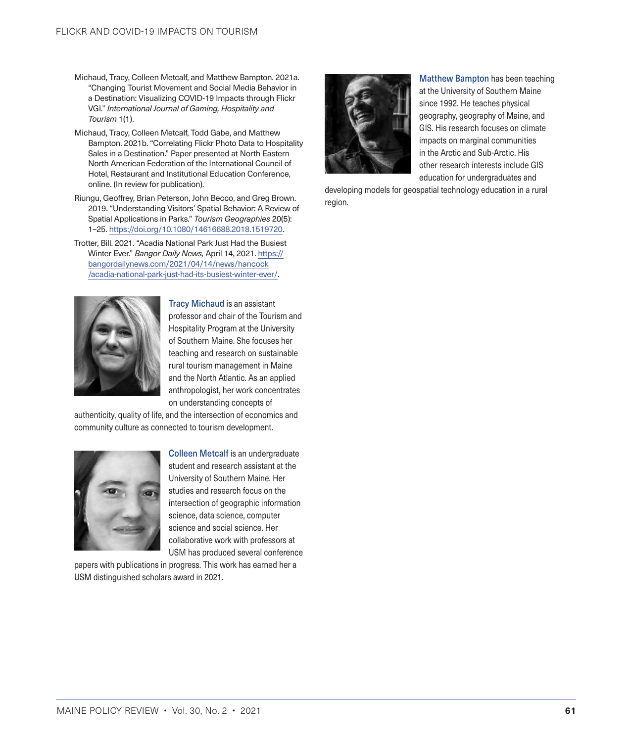Michaud, Tracy, Colleen Metcalf, and Matthew Bampton. 2021a. "Changing Tourist Movement and Social Media Behavior in a Destination: Visualizing COVID-19 Impacts through Flickr VGI." *International Journal of Gaming, Hospitality and Tourism* 1(1).

Michaud, Tracy, Colleen Metcalf, Todd Gabe, and Matthew Bampton. 2021b. "Correlating Flickr Photo Data to Hospitality Sales in a Destination." Paper presented at North Eastern North American Federation of the International Council of Hotel, Restaurant and Institutional Education Conference, online. (In review for publication).

Riungu, Geoffrey, Brian Peterson, John Becco, and Greg Brown. 2019. "Understanding Visitors' Spatial Behavior: A Review of Spatial Applications in Parks." *Tourism Geographies* 20(5): 1–25. https://doi.org/10.1080/14616688.2018.1519720.

Trotter, Bill. 2021. "Acadia National Park Just Had the Busiest Winter Ever." *Bangor Daily News,* April 14, 2021. https://bangordailynews.com/2021/04/14/news/hancock/acadia-national-park-just-had-its-busiest-winter-ever/.

**Tracy Michaud** is an assistant professor and chair of the Tourism and Hospitality Program at the University of Southern Maine. She focuses her teaching and research on sustainable rural tourism management in Maine and the North Atlantic. As an applied anthropologist, her work concentrates on understanding concepts of authenticity, quality of life, and the intersection of economics and community culture as connected to tourism development.

**Colleen Metcalf** is an undergraduate student and research assistant at the University of Southern Maine. Her studies and research focus on the intersection of geographic information science, data science, computer science and social science. Her collaborative work with professors at USM has produced several conference papers with publications in progress. This work has earned her a USM distinguished scholars award in 2021.

**Matthew Bampton** has been teaching at the University of Southern Maine since 1992. He teaches physical geography, geography of Maine, and GIS. His research focuses on climate impacts on marginal communities in the Arctic and Sub-Arctic. His other research interests include GIS education for undergraduates and developing models for geospatial technology education in a rural region.